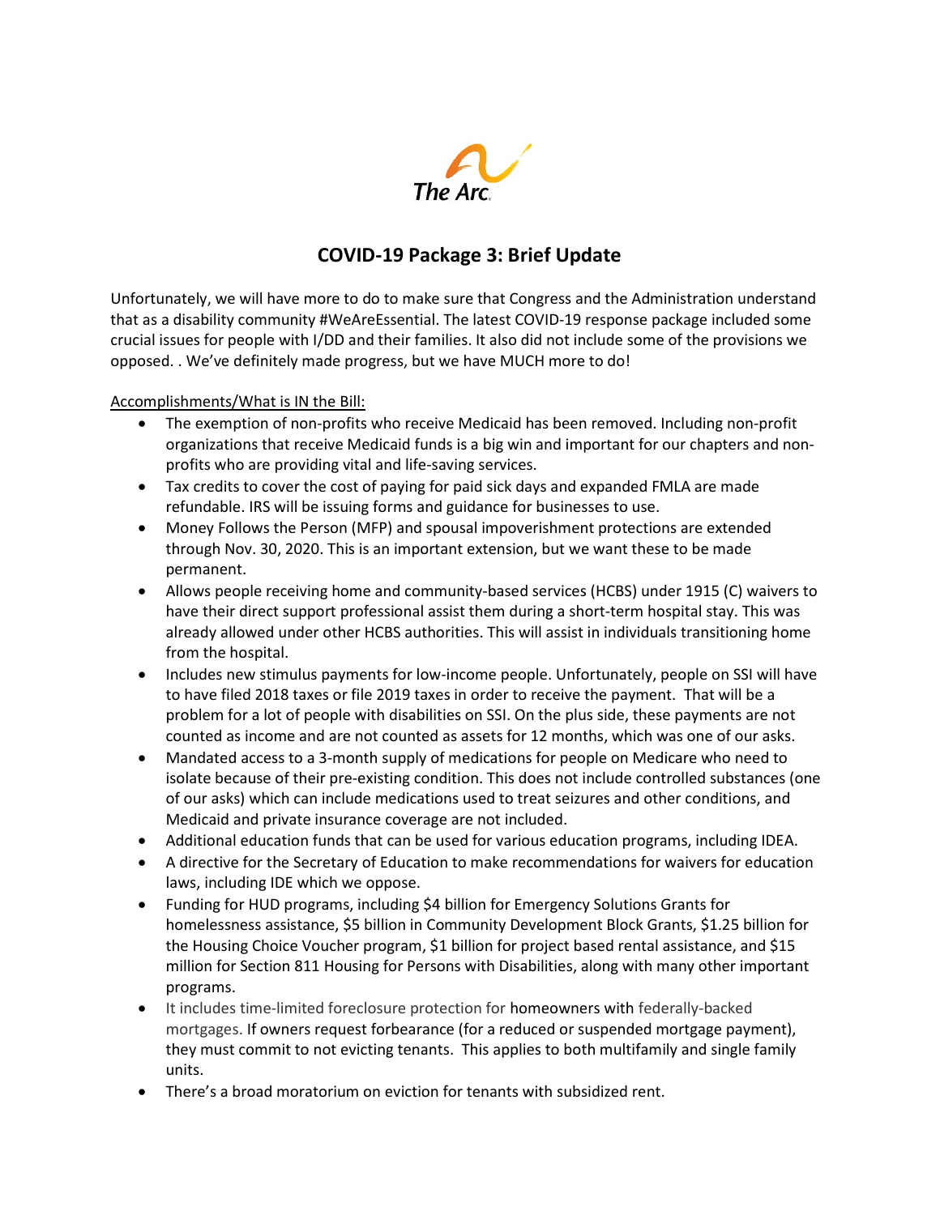The Arc

# COVID-19 Package 3: Brief Update

Unfortunately, we will have more to do to make sure that Congress and the Administration understand that as a disability community #WeAreEssential. The latest COVID-19 response package included some crucial issues for people with I/DD and their families. It also did not include some of the provisions we opposed. . We've definitely made progress, but we have MUCH more to do!

Accomplishments/What is IN the Bill:

- The exemption of non-profits who receive Medicaid has been removed. Including non-profit organizations that receive Medicaid funds is a big win and important for our chapters and non-profits who are providing vital and life-saving services.
- Tax credits to cover the cost of paying for paid sick days and expanded FMLA are made refundable. IRS will be issuing forms and guidance for businesses to use.
- Money Follows the Person (MFP) and spousal impoverishment protections are extended through Nov. 30, 2020. This is an important extension, but we want these to be made permanent.
- Allows people receiving home and community-based services (HCBS) under 1915 (C) waivers to have their direct support professional assist them during a short-term hospital stay. This was already allowed under other HCBS authorities. This will assist in individuals transitioning home from the hospital.
- Includes new stimulus payments for low-income people. Unfortunately, people on SSI will have to have filed 2018 taxes or file 2019 taxes in order to receive the payment. That will be a problem for a lot of people with disabilities on SSI. On the plus side, these payments are not counted as income and are not counted as assets for 12 months, which was one of our asks.
- Mandated access to a 3-month supply of medications for people on Medicare who need to isolate because of their pre-existing condition. This does not include controlled substances (one of our asks) which can include medications used to treat seizures and other conditions, and Medicaid and private insurance coverage are not included.
- Additional education funds that can be used for various education programs, including IDEA.
- A directive for the Secretary of Education to make recommendations for waivers for education laws, including IDE which we oppose.
- Funding for HUD programs, including $4 billion for Emergency Solutions Grants for homelessness assistance, $5 billion in Community Development Block Grants, $1.25 billion for the Housing Choice Voucher program, $1 billion for project based rental assistance, and $15 million for Section 811 Housing for Persons with Disabilities, along with many other important programs.
- It includes time-limited foreclosure protection for homeowners with federally-backed mortgages. If owners request forbearance (for a reduced or suspended mortgage payment), they must commit to not evicting tenants. This applies to both multifamily and single family units.
- There's a broad moratorium on eviction for tenants with subsidized rent.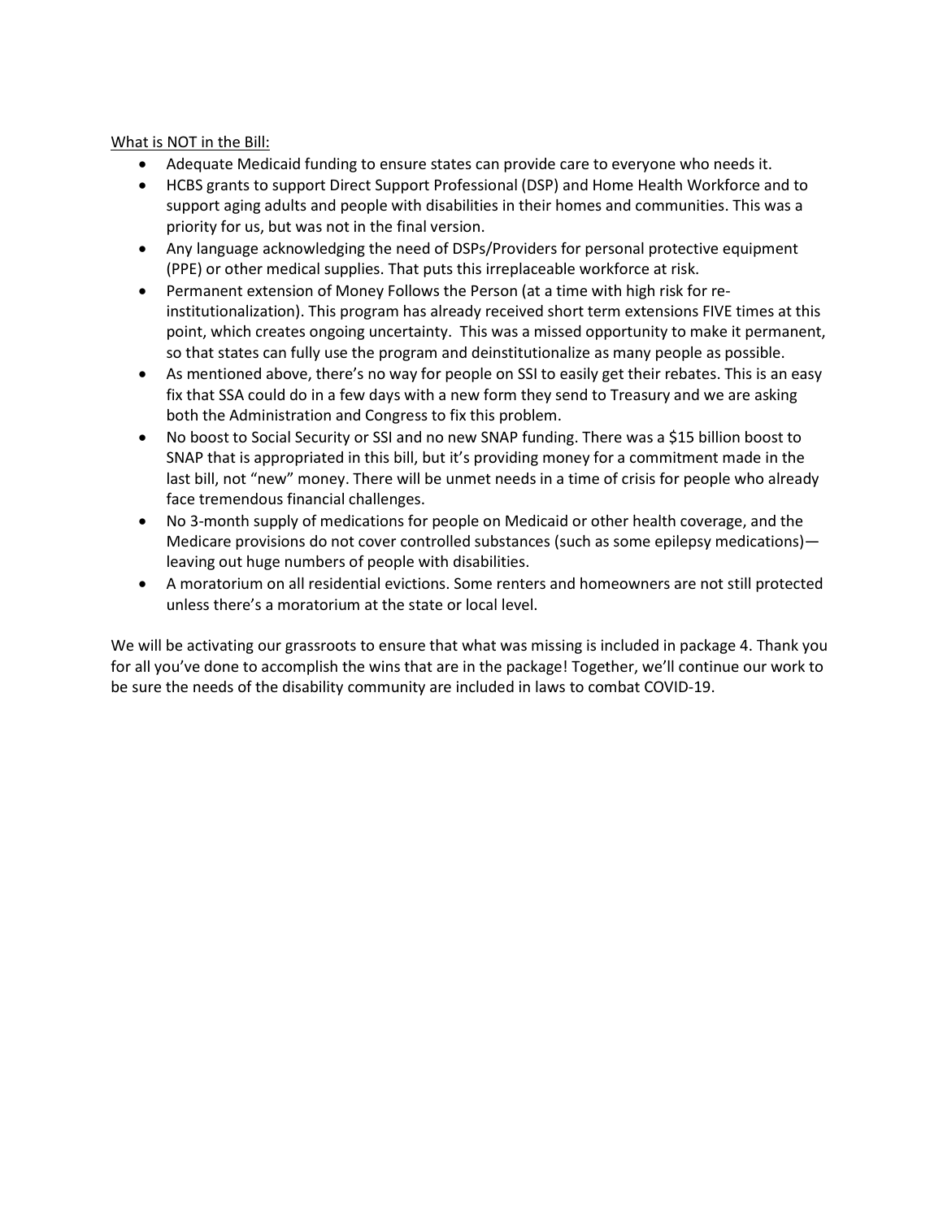What is NOT in the Bill:

- Adequate Medicaid funding to ensure states can provide care to everyone who needs it.
- HCBS grants to support Direct Support Professional (DSP) and Home Health Workforce and to support aging adults and people with disabilities in their homes and communities. This was a priority for us, but was not in the final version.
- Any language acknowledging the need of DSPs/Providers for personal protective equipment (PPE) or other medical supplies. That puts this irreplaceable workforce at risk.
- Permanent extension of Money Follows the Person (at a time with high risk for re-institutionalization). This program has already received short term extensions FIVE times at this point, which creates ongoing uncertainty. This was a missed opportunity to make it permanent, so that states can fully use the program and deinstitutionalize as many people as possible.
- As mentioned above, there's no way for people on SSI to easily get their rebates. This is an easy fix that SSA could do in a few days with a new form they send to Treasury and we are asking both the Administration and Congress to fix this problem.
- No boost to Social Security or SSI and no new SNAP funding. There was a $15 billion boost to SNAP that is appropriated in this bill, but it's providing money for a commitment made in the last bill, not "new" money. There will be unmet needs in a time of crisis for people who already face tremendous financial challenges.
- No 3-month supply of medications for people on Medicaid or other health coverage, and the Medicare provisions do not cover controlled substances (such as some epilepsy medications)—leaving out huge numbers of people with disabilities.
- A moratorium on all residential evictions. Some renters and homeowners are not still protected unless there's a moratorium at the state or local level.

We will be activating our grassroots to ensure that what was missing is included in package 4. Thank you for all you've done to accomplish the wins that are in the package! Together, we'll continue our work to be sure the needs of the disability community are included in laws to combat COVID-19.